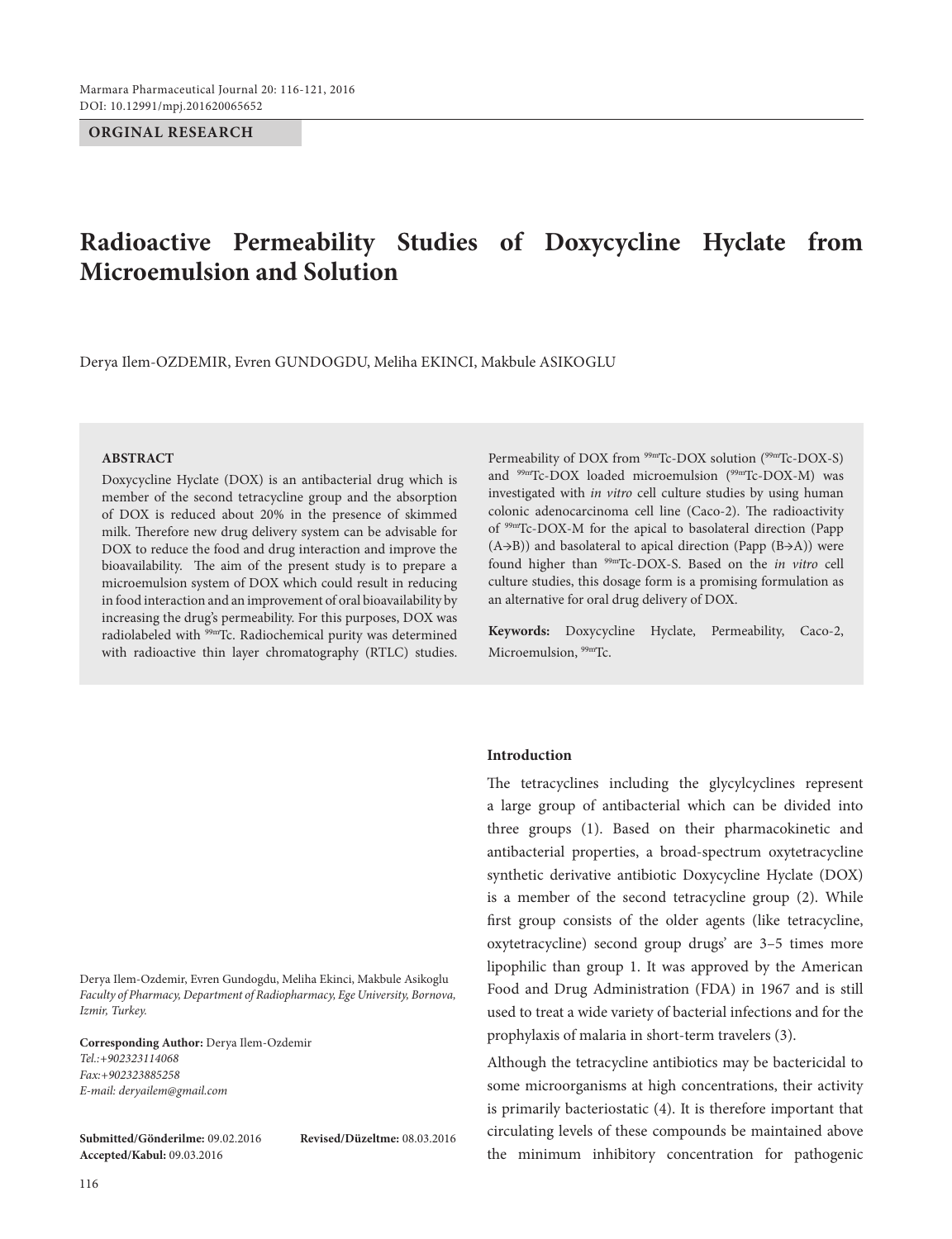**ORGINAL RESEARCH**

# Radioactive Permeability Studies of Doxycycline Hyclate from Microemulsion and Solution

Derya Ilem-OZDEMIR, Evren GUNDOGDU, Meliha EKINCI, Makbule ASIKOGLU

## ABSTRACT

Doxycycline Hyclate (DOX) is an antibacterial drug which is member of the second tetracycline group and the absorption of DOX is reduced about 20% in the presence of skimmed milk. Therefore new drug delivery system can be advisable for DOX to reduce the food and drug interaction and improve the bioavailability. The aim of the present study is to prepare a microemulsion system of DOX which could result in reducing in food interaction and an improvement of oral bioavailability by increasing the drug's permeability. For this purposes, DOX was radiolabeled with $^{99m}$Tc. Radiochemical purity was determined with radioactive thin layer chromatography (RTLC) studies. Permeability of DOX from $^{99m}$Tc-DOX solution ($^{99m}$Tc-DOX-S) and $^{99m}$Tc-DOX loaded microemulsion ($^{99m}$Tc-DOX-M) was investigated with *in vitro* cell culture studies by using human colonic adenocarcinoma cell line (Caco-2). The radioactivity of $^{99m}$Tc-DOX-M for the apical to basolateral direction (Papp (A→B)) and basolateral to apical direction (Papp (B→A)) were found higher than $^{99m}$Tc-DOX-S. Based on the *in vitro* cell culture studies, this dosage form is a promising formulation as an alternative for oral drug delivery of DOX.

**Keywords:** Doxycycline Hyclate, Permeability, Caco-2, Microemulsion, $^{99m}$Tc.

Derya Ilem-Ozdemir, Evren Gundogdu, Meliha Ekinci, Makbule Asikoglu
*Faculty of Pharmacy, Department of Radiopharmacy, Ege University, Bornova, Izmir, Turkey.*

**Corresponding Author:** Derya Ilem-Ozdemir
*Tel.:+902323114068*
*Fax:+902323885258*
*E-mail: deryailem@gmail.com*

**Submitted/Gönderilme:** 09.02.2016 **Revised/Düzeltme:** 08.03.2016
**Accepted/Kabul:** 09.03.2016

## Introduction

The tetracyclines including the glycylcyclines represent a large group of antibacterial which can be divided into three groups (1). Based on their pharmacokinetic and antibacterial properties, a broad-spectrum oxytetracycline synthetic derivative antibiotic Doxycycline Hyclate (DOX) is a member of the second tetracycline group (2). While first group consists of the older agents (like tetracycline, oxytetracycline) second group drugs' are 3–5 times more lipophilic than group 1. It was approved by the American Food and Drug Administration (FDA) in 1967 and is still used to treat a wide variety of bacterial infections and for the prophylaxis of malaria in short-term travelers (3).

Although the tetracycline antibiotics may be bactericidal to some microorganisms at high concentrations, their activity is primarily bacteriostatic (4). It is therefore important that circulating levels of these compounds be maintained above the minimum inhibitory concentration for pathogenic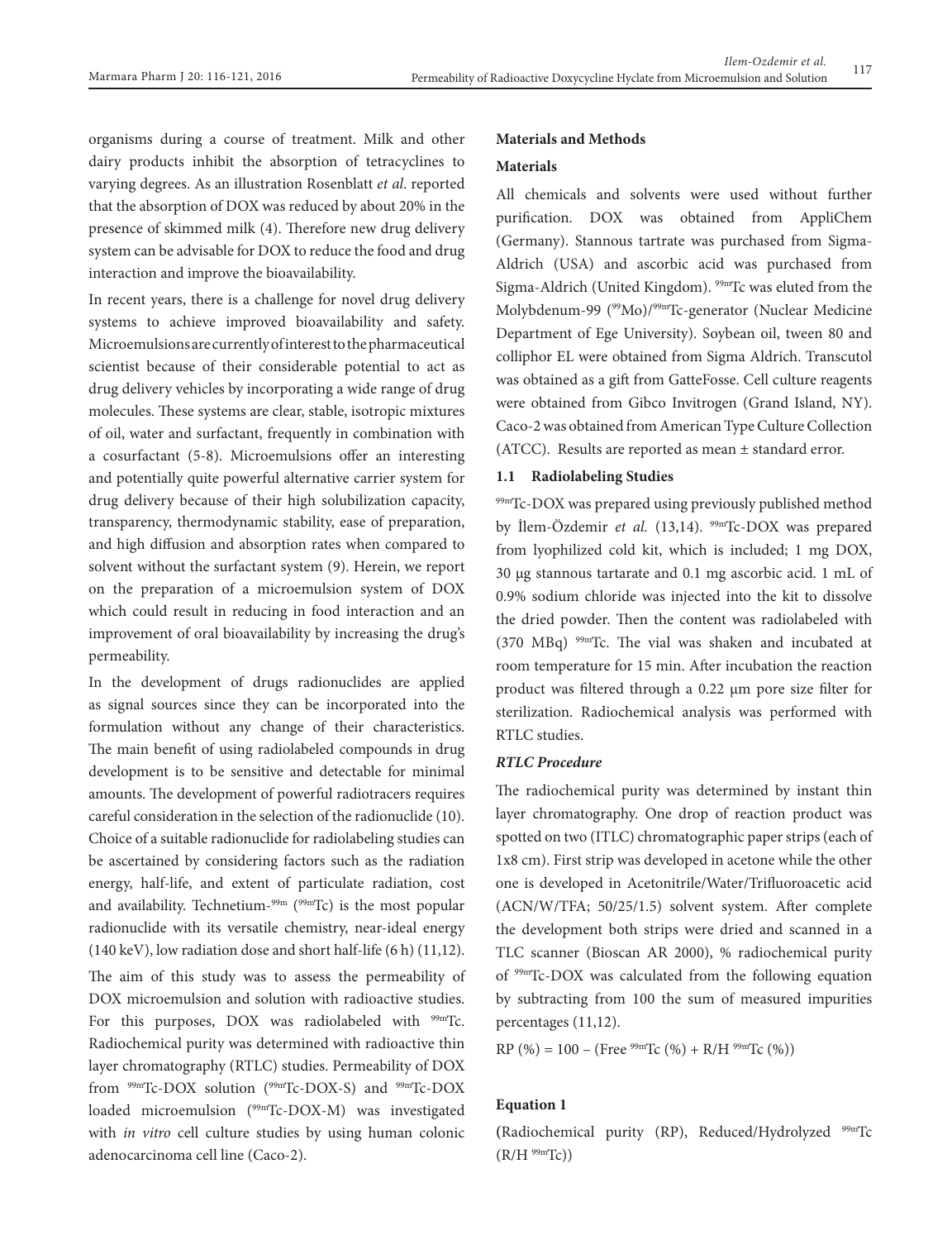organisms during a course of treatment. Milk and other dairy products inhibit the absorption of tetracyclines to varying degrees. As an illustration Rosenblatt *et al*. reported that the absorption of DOX was reduced by about 20% in the presence of skimmed milk (4). Therefore new drug delivery system can be advisable for DOX to reduce the food and drug interaction and improve the bioavailability.

In recent years, there is a challenge for novel drug delivery systems to achieve improved bioavailability and safety. Microemulsions are currently of interest to the pharmaceutical scientist because of their considerable potential to act as drug delivery vehicles by incorporating a wide range of drug molecules. These systems are clear, stable, isotropic mixtures of oil, water and surfactant, frequently in combination with a cosurfactant (5-8). Microemulsions offer an interesting and potentially quite powerful alternative carrier system for drug delivery because of their high solubilization capacity, transparency, thermodynamic stability, ease of preparation, and high diffusion and absorption rates when compared to solvent without the surfactant system (9). Herein, we report on the preparation of a microemulsion system of DOX which could result in reducing in food interaction and an improvement of oral bioavailability by increasing the drug's permeability.

In the development of drugs radionuclides are applied as signal sources since they can be incorporated into the formulation without any change of their characteristics. The main benefit of using radiolabeled compounds in drug development is to be sensitive and detectable for minimal amounts. The development of powerful radiotracers requires careful consideration in the selection of the radionuclide (10). Choice of a suitable radionuclide for radiolabeling studies can be ascertained by considering factors such as the radiation energy, half-life, and extent of particulate radiation, cost and availability. Technetium-$^{99m}$ ($^{99m}$Tc) is the most popular radionuclide with its versatile chemistry, near-ideal energy (140 keV), low radiation dose and short half-life (6 h) (11,12).

The aim of this study was to assess the permeability of DOX microemulsion and solution with radioactive studies. For this purposes, DOX was radiolabeled with $^{99m}$Tc. Radiochemical purity was determined with radioactive thin layer chromatography (RTLC) studies. Permeability of DOX from $^{99m}$Tc-DOX solution ($^{99m}$Tc-DOX-S) and $^{99m}$Tc-DOX loaded microemulsion ($^{99m}$Tc-DOX-M) was investigated with *in vitro* cell culture studies by using human colonic adenocarcinoma cell line (Caco-2).

## Materials and Methods

### Materials

All chemicals and solvents were used without further purification. DOX was obtained from AppliChem (Germany). Stannous tartrate was purchased from Sigma-Aldrich (USA) and ascorbic acid was purchased from Sigma-Aldrich (United Kingdom). $^{99m}$Tc was eluted from the Molybdenum-99 ($^{99}$Mo)/$^{99m}$Tc-generator (Nuclear Medicine Department of Ege University). Soybean oil, tween 80 and colliphor EL were obtained from Sigma Aldrich. Transcutol was obtained as a gift from GatteFosse. Cell culture reagents were obtained from Gibco Invitrogen (Grand Island, NY). Caco-2 was obtained from American Type Culture Collection (ATCC). Results are reported as mean ± standard error.

### 1.1 Radiolabeling Studies

$^{99m}$Tc-DOX was prepared using previously published method by İlem-Özdemir *et al.* (13,14). $^{99m}$Tc-DOX was prepared from lyophilized cold kit, which is included; 1 mg DOX, 30 μg stannous tartarate and 0.1 mg ascorbic acid. 1 mL of 0.9% sodium chloride was injected into the kit to dissolve the dried powder. Then the content was radiolabeled with (370 MBq) $^{99m}$Tc. The vial was shaken and incubated at room temperature for 15 min. After incubation the reaction product was filtered through a 0.22 μm pore size filter for sterilization. Radiochemical analysis was performed with RTLC studies.

#### *RTLC Procedure*

The radiochemical purity was determined by instant thin layer chromatography. One drop of reaction product was spotted on two (ITLC) chromatographic paper strips (each of 1x8 cm). First strip was developed in acetone while the other one is developed in Acetonitrile/Water/Trifluoroacetic acid (ACN/W/TFA; 50/25/1.5) solvent system. After complete the development both strips were dried and scanned in a TLC scanner (Bioscan AR 2000), % radiochemical purity of $^{99m}$Tc-DOX was calculated from the following equation by subtracting from 100 the sum of measured impurities percentages (11,12).

$$\text{RP}\ (\%) = 100 - (\text{Free}\ {}^{99m}\text{Tc}\ (\%) + \text{R/H}\ {}^{99m}\text{Tc}\ (\%))$$

**Equation 1**

(Radiochemical purity (RP), Reduced/Hydrolyzed $^{99m}$Tc (R/H $^{99m}$Tc))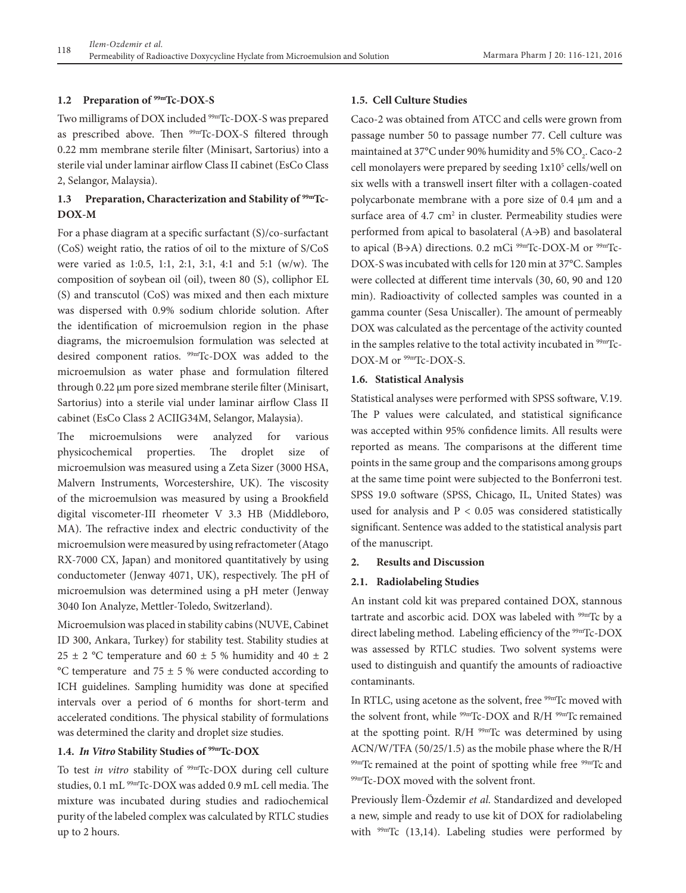### 1.2 Preparation of $^{99m}$Tc-DOX-S

Two milligrams of DOX included $^{99m}$Tc-DOX-S was prepared as prescribed above. Then $^{99m}$Tc-DOX-S filtered through 0.22 mm membrane sterile filter (Minisart, Sartorius) into a sterile vial under laminar airflow Class II cabinet (EsCo Class 2, Selangor, Malaysia).

### 1.3 Preparation, Characterization and Stability of $^{99m}$Tc-DOX-M

For a phase diagram at a specific surfactant (S)/co-surfactant (CoS) weight ratio, the ratios of oil to the mixture of S/CoS were varied as 1:0.5, 1:1, 2:1, 3:1, 4:1 and 5:1 (w/w). The composition of soybean oil (oil), tween 80 (S), colliphor EL (S) and transcutol (CoS) was mixed and then each mixture was dispersed with 0.9% sodium chloride solution. After the identification of microemulsion region in the phase diagrams, the microemulsion formulation was selected at desired component ratios. $^{99m}$Tc-DOX was added to the microemulsion as water phase and formulation filtered through 0.22 µm pore sized membrane sterile filter (Minisart, Sartorius) into a sterile vial under laminar airflow Class II cabinet (EsCo Class 2 ACIIG34M, Selangor, Malaysia).

The microemulsions were analyzed for various physicochemical properties. The droplet size of microemulsion was measured using a Zeta Sizer (3000 HSA, Malvern Instruments, Worcestershire, UK). The viscosity of the microemulsion was measured by using a Brookfield digital viscometer-III rheometer V 3.3 HB (Middleboro, MA). The refractive index and electric conductivity of the microemulsion were measured by using refractometer (Atago RX-7000 CX, Japan) and monitored quantitatively by using conductometer (Jenway 4071, UK), respectively. The pH of microemulsion was determined using a pH meter (Jenway 3040 Ion Analyze, Mettler-Toledo, Switzerland).

Microemulsion was placed in stability cabins (NUVE, Cabinet ID 300, Ankara, Turkey) for stability test. Stability studies at 25 ± 2 °C temperature and 60 ± 5 % humidity and 40 ± 2 °C temperature and 75 ± 5 % were conducted according to ICH guidelines. Sampling humidity was done at specified intervals over a period of 6 months for short-term and accelerated conditions. The physical stability of formulations was determined the clarity and droplet size studies.

### 1.4. *In Vitro* Stability Studies of $^{99m}$Tc-DOX

To test *in vitro* stability of $^{99m}$Tc-DOX during cell culture studies, 0.1 mL $^{99m}$Tc-DOX was added 0.9 mL cell media. The mixture was incubated during studies and radiochemical purity of the labeled complex was calculated by RTLC studies up to 2 hours.

### 1.5. Cell Culture Studies

Caco-2 was obtained from ATCC and cells were grown from passage number 50 to passage number 77. Cell culture was maintained at 37°C under 90% humidity and 5% $CO_2$. Caco-2 cell monolayers were prepared by seeding $1x10^5$ cells/well on six wells with a transwell insert filter with a collagen-coated polycarbonate membrane with a pore size of 0.4 µm and a surface area of 4.7 $cm^2$ in cluster. Permeability studies were performed from apical to basolateral (A→B) and basolateral to apical (B→A) directions. 0.2 mCi $^{99m}$Tc-DOX-M or $^{99m}$Tc-DOX-S was incubated with cells for 120 min at 37°C. Samples were collected at different time intervals (30, 60, 90 and 120 min). Radioactivity of collected samples was counted in a gamma counter (Sesa Uniscaller). The amount of permeably DOX was calculated as the percentage of the activity counted in the samples relative to the total activity incubated in $^{99m}$Tc-DOX-M or $^{99m}$Tc-DOX-S.

### 1.6. Statistical Analysis

Statistical analyses were performed with SPSS software, V.19. The P values were calculated, and statistical significance was accepted within 95% confidence limits. All results were reported as means. The comparisons at the different time points in the same group and the comparisons among groups at the same time point were subjected to the Bonferroni test. SPSS 19.0 software (SPSS, Chicago, IL, United States) was used for analysis and $P < 0.05$ was considered statistically significant. Sentence was added to the statistical analysis part of the manuscript.

## 2. Results and Discussion

### 2.1. Radiolabeling Studies

An instant cold kit was prepared contained DOX, stannous tartrate and ascorbic acid. DOX was labeled with $^{99m}$Tc by a direct labeling method. Labeling efficiency of the $^{99m}$Tc-DOX was assessed by RTLC studies. Two solvent systems were used to distinguish and quantify the amounts of radioactive contaminants.

In RTLC, using acetone as the solvent, free $^{99m}$Tc moved with the solvent front, while $^{99m}$Tc-DOX and R/H $^{99m}$Tc remained at the spotting point. R/H $^{99m}$Tc was determined by using ACN/W/TFA (50/25/1.5) as the mobile phase where the R/H $^{99m}$Tc remained at the point of spotting while free $^{99m}$Tc and $^{99m}$Tc-DOX moved with the solvent front.

Previously İlem-Özdemir *et al.* Standardized and developed a new, simple and ready to use kit of DOX for radiolabeling with $^{99m}$Tc (13,14). Labeling studies were performed by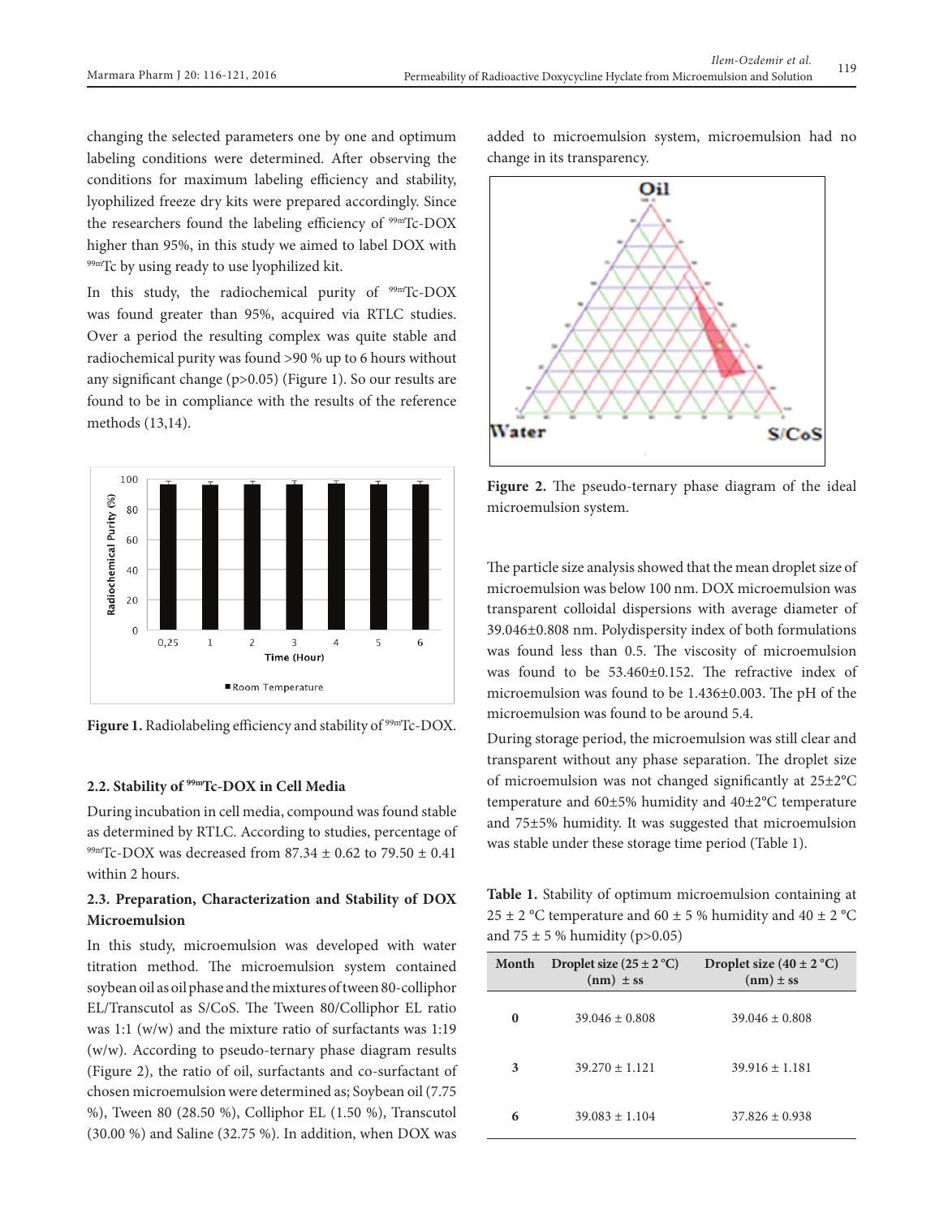changing the selected parameters one by one and optimum labeling conditions were determined. After observing the conditions for maximum labeling efficiency and stability, lyophilized freeze dry kits were prepared accordingly. Since the researchers found the labeling efficiency of $^{99m}$Tc-DOX higher than 95%, in this study we aimed to label DOX with $^{99m}$Tc by using ready to use lyophilized kit.

In this study, the radiochemical purity of $^{99m}$Tc-DOX was found greater than 95%, acquired via RTLC studies. Over a period the resulting complex was quite stable and radiochemical purity was found >90 % up to 6 hours without any significant change ($p>0.05$) (Figure 1). So our results are found to be in compliance with the results of the reference methods (13,14).

100
80
60
40
20
0
Radiochemical Purity (%)
0,25 1 2 3 4 5 6
Time (Hour)
Room Temperature

**Figure 1.** Radiolabeling efficiency and stability of $^{99m}$Tc-DOX.

### 2.2. Stability of $^{99m}$Tc-DOX in Cell Media

During incubation in cell media, compound was found stable as determined by RTLC. According to studies, percentage of $^{99m}$Tc-DOX was decreased from 87.34 ± 0.62 to 79.50 ± 0.41 within 2 hours.

### 2.3. Preparation, Characterization and Stability of DOX Microemulsion

In this study, microemulsion was developed with water titration method. The microemulsion system contained soybean oil as oil phase and the mixtures of tween 80-colliphor EL/Transcutol as S/CoS. The Tween 80/Colliphor EL ratio was 1:1 (w/w) and the mixture ratio of surfactants was 1:19 (w/w). According to pseudo-ternary phase diagram results (Figure 2), the ratio of oil, surfactants and co-surfactant of chosen microemulsion were determined as; Soybean oil (7.75 %), Tween 80 (28.50 %), Colliphor EL (1.50 %), Transcutol (30.00 %) and Saline (32.75 %). In addition, when DOX was added to microemulsion system, microemulsion had no change in its transparency.

Oil
Water
S/CoS

**Figure 2.** The pseudo-ternary phase diagram of the ideal microemulsion system.

The particle size analysis showed that the mean droplet size of microemulsion was below 100 nm. DOX microemulsion was transparent colloidal dispersions with average diameter of 39.046±0.808 nm. Polydispersity index of both formulations was found less than 0.5. The viscosity of microemulsion was found to be 53.460±0.152. The refractive index of microemulsion was found to be 1.436±0.003. The pH of the microemulsion was found to be around 5.4.

During storage period, the microemulsion was still clear and transparent without any phase separation. The droplet size of microemulsion was not changed significantly at 25±2°C temperature and 60±5% humidity and 40±2°C temperature and 75±5% humidity. It was suggested that microemulsion was stable under these storage time period (Table 1).

**Table 1.** Stability of optimum microemulsion containing at 25 ± 2 °C temperature and 60 ± 5 % humidity and 40 ± 2 °C and 75 ± 5 % humidity ($p>0.05$)

| Month | Droplet size (25 ± 2 °C) (nm) ± ss | Droplet size (40 ± 2 °C) (nm) ± ss |
|---|---|---|
| 0 | 39.046 ± 0.808 | 39.046 ± 0.808 |
| 3 | 39.270 ± 1.121 | 39.916 ± 1.181 |
| 6 | 39.083 ± 1.104 | 37.826 ± 0.938 |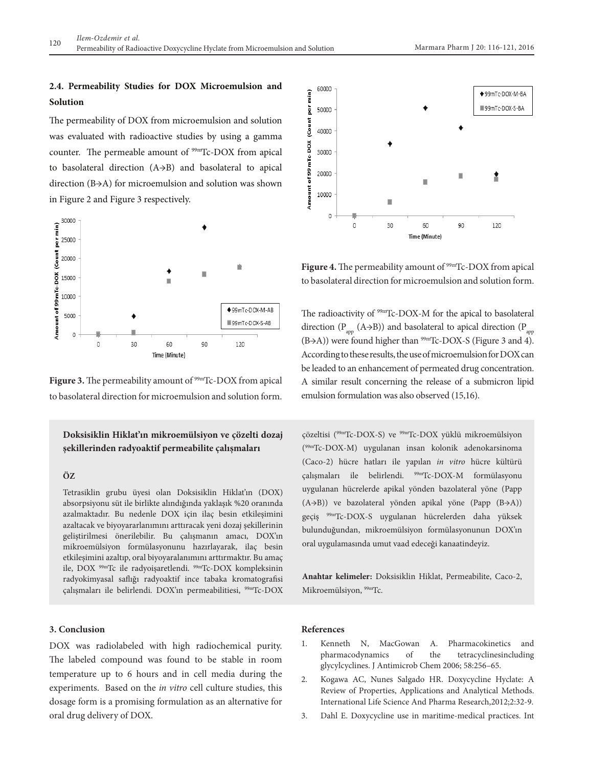### 2.4. Permeability Studies for DOX Microemulsion and Solution

The permeability of DOX from microemulsion and solution was evaluated with radioactive studies by using a gamma counter. The permeable amount of $^{99m}$Tc-DOX from apical to basolateral direction (A→B) and basolateral to apical direction (B→A) for microemulsion and solution was shown in Figure 2 and Figure 3 respectively.

Amount of 99mTc-DOX (Count per min)
30000
25000
20000
15000
10000
5000
0
0 30 60 90 120
Time (Minute)
99mTc-DOX-M-AB
99mTc-DOX-S-AB

**Figure 3.** The permeability amount of $^{99m}$Tc-DOX from apical to basolateral direction for microemulsion and solution form.

Amount of 99mTc-DOX (Count per min)
60000
50000
40000
30000
20000
10000
0
0 30 60 90 120
Time (Minute)
99mTc-DOX-M-BA
99mTc-DOX-S-BA

**Figure 4.** The permeability amount of $^{99m}$Tc-DOX from apical to basolateral direction for microemulsion and solution form.

The radioactivity of $^{99m}$Tc-DOX-M for the apical to basolateral direction ($P_{app}$ (A→B)) and basolateral to apical direction ($P_{app}$ (B→A)) were found higher than $^{99m}$Tc-DOX-S (Figure 3 and 4). According to these results, the use of microemulsion for DOX can be leaded to an enhancement of permeated drug concentration. A similar result concerning the release of a submicron lipid emulsion formulation was also observed (15,16).

**Doksisiklin Hiklat'ın mikroemülsiyon ve çözelti dozaj şekillerinden radyoaktif permeabilite çalışmaları**

**ÖZ**

Tetrasiklin grubu üyesi olan Doksisiklin Hiklat'ın (DOX) absorpsiyonu süt ile birlikte alındığında yaklaşık %20 oranında azalmaktadır. Bu nedenle DOX için ilaç besin etkileşimini azaltacak ve biyoyararlanımını arttıracak yeni dozaj şekillerinin geliştirilmesi önerilebilir. Bu çalışmanın amacı, DOX'ın mikroemülsiyon formülasyonunu hazırlayarak, ilaç besin etkileşimini azaltıp, oral biyoyaralanımını arttırmaktır. Bu amaç ile, DOX $^{99m}$Tc ile radyoişaretlendi. $^{99m}$Tc-DOX kompleksinin radyokimyasal saflığı radyoaktif ince tabaka kromatografisi çalışmaları ile belirlendi. DOX'ın permeabilitiesi, $^{99m}$Tc-DOX çözeltisi ($^{99m}$Tc-DOX-S) ve $^{99m}$Tc-DOX yüklü mikroemülsiyon ($^{99m}$Tc-DOX-M) uygulanan insan kolonik adenokarsinoma (Caco-2) hücre hatları ile yapılan *in vitro* hücre kültürü çalışmaları ile belirlendi. $^{99m}$Tc-DOX-M formülasyonu uygulanan hücrelerde apikal yönden bazolateral yöne (Papp (A→B)) ve bazolateral yönden apikal yöne (Papp (B→A)) geçiş $^{99m}$Tc-DOX-S uygulanan hücrelerden daha yüksek bulunduğundan, mikroemülsiyon formülasyonunun DOX'ın oral uygulamasında umut vaad edeceği kanaatindeyiz.

**Anahtar kelimeler:** Doksisiklin Hiklat, Permeabilite, Caco-2, Mikroemülsiyon, $^{99m}$Tc.

### 3. Conclusion

DOX was radiolabeled with high radiochemical purity. The labeled compound was found to be stable in room temperature up to 6 hours and in cell media during the experiments. Based on the *in vitro* cell culture studies, this dosage form is a promising formulation as an alternative for oral drug delivery of DOX.

### References

1. Kenneth N, MacGowan A. Pharmacokinetics and pharmacodynamics of the tetracyclinesincluding glycylcyclines. J Antimicrob Chem 2006; 58:256–65.
2. Kogawa AC, Nunes Salgado HR. Doxycycline Hyclate: A Review of Properties, Applications and Analytical Methods. International Life Science And Pharma Research,2012;2:32-9.
3. Dahl E. Doxycycline use in maritime-medical practices. Int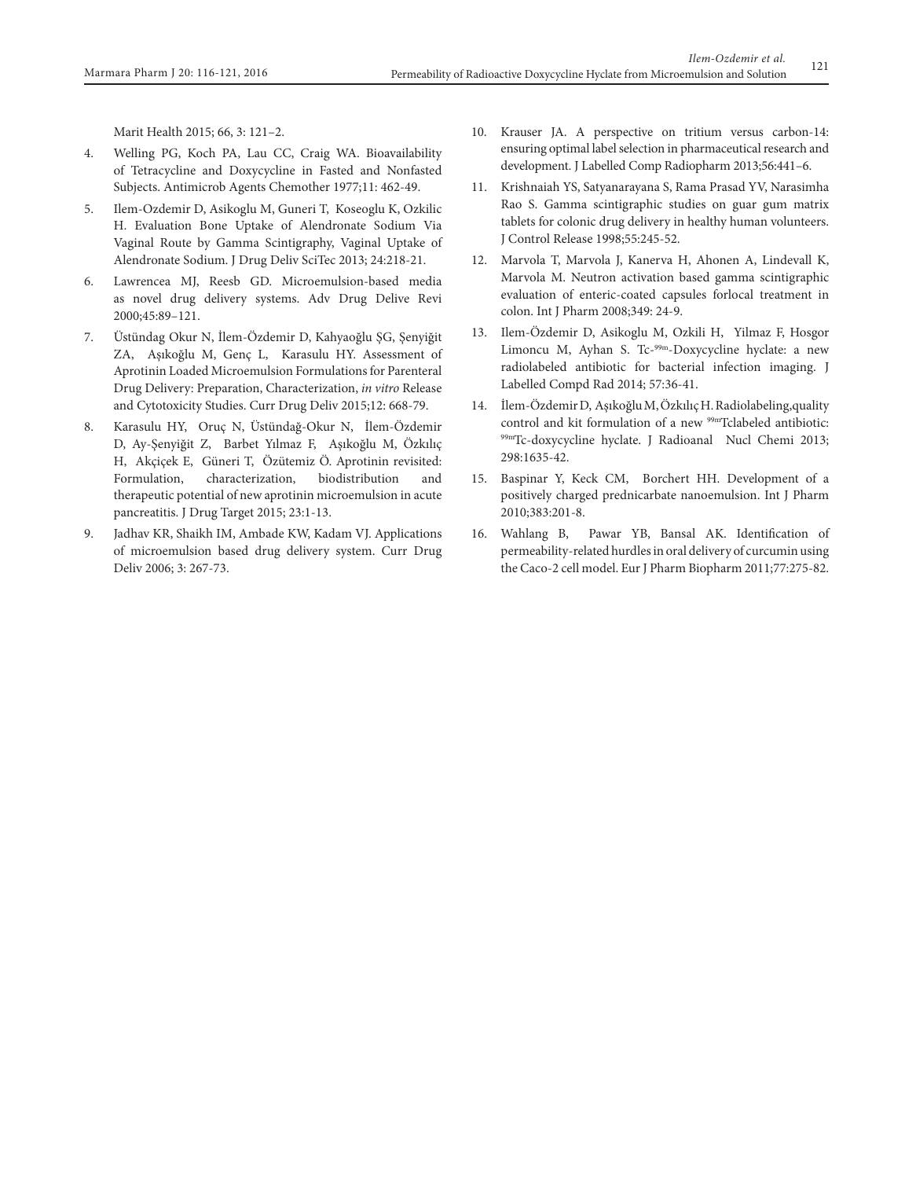Marit Health 2015; 66, 3: 121–2.

4. Welling PG, Koch PA, Lau CC, Craig WA. Bioavailability of Tetracycline and Doxycycline in Fasted and Nonfasted Subjects. Antimicrob Agents Chemother 1977;11: 462-49.
5. Ilem-Ozdemir D, Asikoglu M, Guneri T, Koseoglu K, Ozkilic H. Evaluation Bone Uptake of Alendronate Sodium Via Vaginal Route by Gamma Scintigraphy, Vaginal Uptake of Alendronate Sodium. J Drug Deliv SciTec 2013; 24:218-21.
6. Lawrencea MJ, Reesb GD. Microemulsion-based media as novel drug delivery systems. Adv Drug Delive Revi 2000;45:89–121.
7. Üstündag Okur N, İlem-Özdemir D, Kahyaoğlu ŞG, Şenyiğit ZA, Aşıkoğlu M, Genç L, Karasulu HY. Assessment of Aprotinin Loaded Microemulsion Formulations for Parenteral Drug Delivery: Preparation, Characterization, *in vitro* Release and Cytotoxicity Studies. Curr Drug Deliv 2015;12: 668-79.
8. Karasulu HY, Oruç N, Üstündağ-Okur N, İlem-Özdemir D, Ay-Şenyiğit Z, Barbet Yılmaz F, Aşıkoğlu M, Özkılıç H, Akçiçek E, Güneri T, Özütemiz Ö. Aprotinin revisited: Formulation, characterization, biodistribution and therapeutic potential of new aprotinin microemulsion in acute pancreatitis. J Drug Target 2015; 23:1-13.
9. Jadhav KR, Shaikh IM, Ambade KW, Kadam VJ. Applications of microemulsion based drug delivery system. Curr Drug Deliv 2006; 3: 267-73.
10. Krauser JA. A perspective on tritium versus carbon-14: ensuring optimal label selection in pharmaceutical research and development. J Labelled Comp Radiopharm 2013;56:441–6.
11. Krishnaiah YS, Satyanarayana S, Rama Prasad YV, Narasimha Rao S. Gamma scintigraphic studies on guar gum matrix tablets for colonic drug delivery in healthy human volunteers. J Control Release 1998;55:245-52.
12. Marvola T, Marvola J, Kanerva H, Ahonen A, Lindevall K, Marvola M. Neutron activation based gamma scintigraphic evaluation of enteric-coated capsules forlocal treatment in colon. Int J Pharm 2008;349: 24-9.
13. Ilem-Özdemir D, Asikoglu M, Ozkili H, Yilmaz F, Hosgor Limoncu M, Ayhan S. Tc-$^{99m}$-Doxycycline hyclate: a new radiolabeled antibiotic for bacterial infection imaging. J Labelled Compd Rad 2014; 57:36-41.
14. İlem-Özdemir D, Aşıkoğlu M, Özkılıç H. Radiolabeling,quality control and kit formulation of a new $^{99m}$Tclabeled antibiotic: $^{99m}$Tc-doxycycline hyclate. J Radioanal Nucl Chemi 2013; 298:1635-42.
15. Baspinar Y, Keck CM, Borchert HH. Development of a positively charged prednicarbate nanoemulsion. Int J Pharm 2010;383:201-8.
16. Wahlang B, Pawar YB, Bansal AK. Identification of permeability-related hurdles in oral delivery of curcumin using the Caco-2 cell model. Eur J Pharm Biopharm 2011;77:275-82.